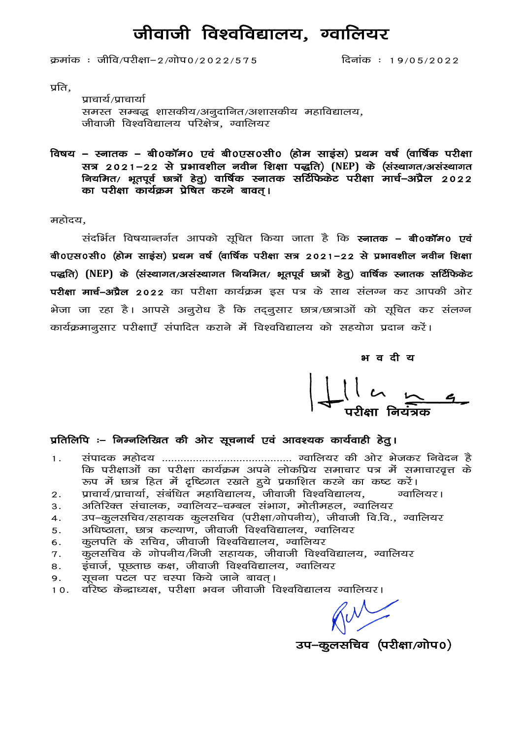# जीवाजी विश्वविद्यालय, ग्वालियर

क्रमांक : जीवि/परीक्षा–2/गोप0/2022/575 दिनांक : 19/05/2022

प्रति,

प्राचार्य/प्राचार्या
समस्त सम्बद्ध शासकीय/अनुदानित/अशासकीय महाविद्यालय,
जीवाजी विश्वविद्यालय परिक्षेत्र, ग्वालियर

**विषय – स्नातक – बी0कॉम0 एवं बी0एस0सी0 (होम साइंस) प्रथम वर्ष (वार्षिक परीक्षा सत्र 2021–22 से प्रभावशील नवीन शिक्षा पद्धति) (NEP) के (संस्थागत/असंस्थागत नियमित/ भूतपूर्व छात्रों हेतु) वार्षिक स्नातक सर्टिफिकेट परीक्षा मार्च–अप्रैल 2022 का परीक्षा कार्यक्रम प्रेषित करने बावत्।**

महोदय,

संदर्भित विषयान्तर्गत आपको सूचित किया जाता है कि **स्नातक – बी0कॉम0 एवं बी0एस0सी0 (होम साइंस) प्रथम वर्ष (वार्षिक परीक्षा सत्र 2021–22 से प्रभावशील नवीन शिक्षा पद्धति) (NEP) के (संस्थागत/असंस्थागत नियमित/ भूतपूर्व छात्रों हेतु) वार्षिक स्नातक सर्टिफिकेट परीक्षा मार्च–अप्रैल 2022** का परीक्षा कार्यक्रम इस पत्र के साथ संलग्न कर आपकी ओर भेजा जा रहा है। आपसे अनुरोध है कि तद्नुसार छात्र/छात्राओं को सूचित कर संलग्न कार्यक्रमानुसार परीक्षाएँ संपादित कराने में विश्वविद्यालय को सहयोग प्रदान करें।

**भ व दी य**

**परीक्षा नियंत्रक**

**प्रतिलिपि :– निम्नलिखित की ओर सूचनार्थ एवं आवश्यक कार्यवाही हेतु।**

1. संपादक महोदय ......................................... ग्वालियर की ओर भेजकर निवेदन है कि परीक्षाओं का परीक्षा कार्यक्रम अपने लोकप्रिय समाचार पत्र में समाचारवृत्त के रूप में छात्र हित में दृष्टिगत रखते हुये प्रकाशित करने का कष्ट करें।
2. प्राचार्य/प्राचार्या, संबंधित महाविद्यालय, जीवाजी विश्वविद्यालय, ग्वालियर।
3. अतिरिक्त संचालक, ग्वालियर–चम्बल संभाग, मोतीमहल, ग्वालियर
4. उप–कुलसचिव/सहायक कुलसचिव (परीक्षा/गोपनीय), जीवाजी वि.वि., ग्वालियर
5. अधिष्ठाता, छात्र कल्याण, जीवाजी विश्वविद्यालय, ग्वालियर
6. कुलपति के सचिव, जीवाजी विश्वविद्यालय, ग्वालियर
7. कुलसचिव के गोपनीय/निजी सहायक, जीवाजी विश्वविद्यालय, ग्वालियर
8. इंचार्ज, पूछताछ कक्ष, जीवाजी विश्वविद्यालय, ग्वालियर
9. सूचना पटल पर चस्पा किये जाने बावत्।
10. वरिष्ठ केन्द्राध्यक्ष, परीक्षा भवन जीवाजी विश्वविद्यालय ग्वालियर।

**उप–कुलसचिव (परीक्षा/गोप0)**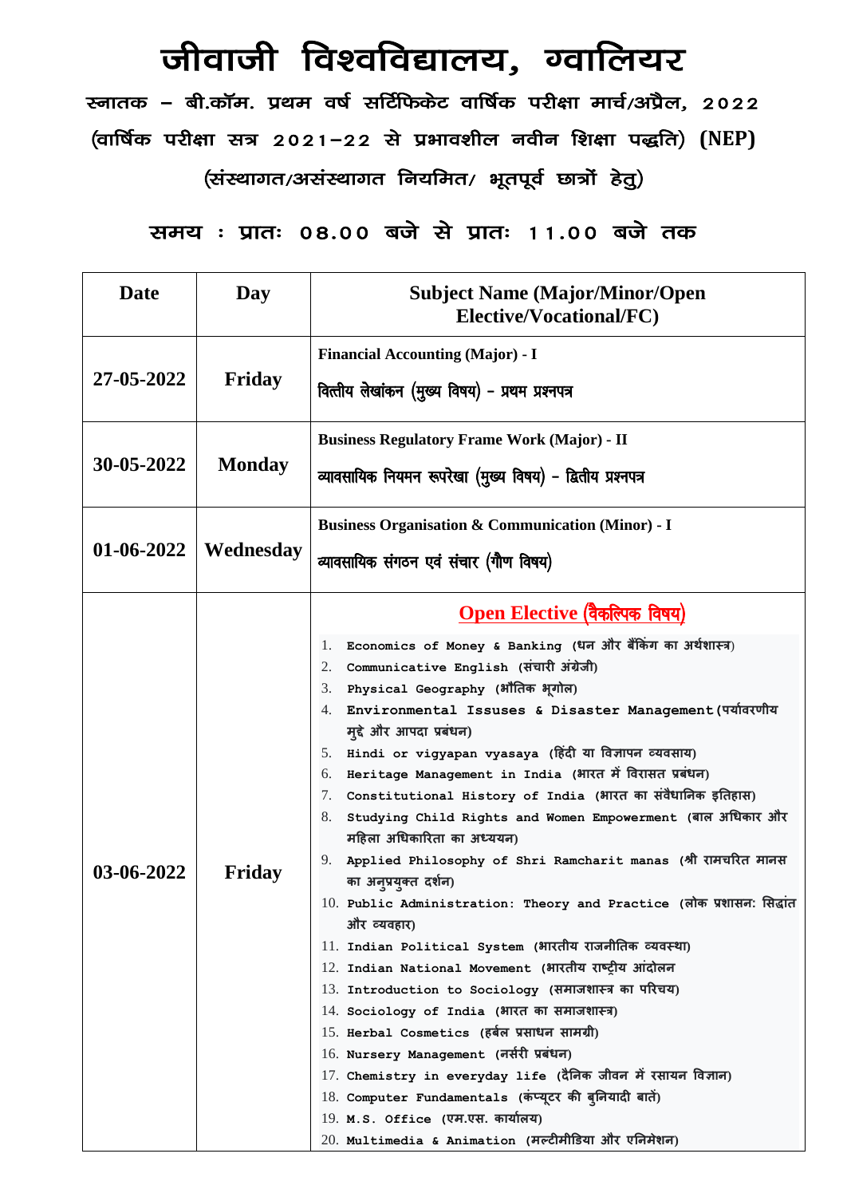# जीवाजी विश्वविद्यालय, ग्वालियर

**स्नातक – बी.कॉम. प्रथम वर्ष सर्टिफिकेट वार्षिक परीक्षा मार्च/अप्रैल, 2022**

**(वार्षिक परीक्षा सत्र 2021–22 से प्रभावशील नवीन शिक्षा पद्धति) (NEP)**

**(संस्थागत/असंस्थागत नियमित/ भूतपूर्व छात्रों हेतु)**

**समय : प्रातः 08.00 बजे से प्रातः 11.00 बजे तक**

| Date | Day | Subject Name (Major/Minor/Open Elective/Vocational/FC) |
|---|---|---|
| 27-05-2022 | Friday | **Financial Accounting (Major) - I**<br>वित्तीय लेखांकन (मुख्य विषय) – प्रथम प्रश्नपत्र |
| 30-05-2022 | Monday | **Business Regulatory Frame Work (Major) - II**<br>व्यावसायिक नियमन रूपरेखा (मुख्य विषय) – द्वितीय प्रश्नपत्र |
| 01-06-2022 | Wednesday | **Business Organisation & Communication (Minor) - I**<br>व्यावसायिक संगठन एवं संचार (गौण विषय) |
| 03-06-2022 | Friday | **Open Elective (वैकल्पिक विषय)**<br>1. Economics of Money & Banking (धन और बैंकिंग का अर्थशास्त्र)<br>2. Communicative English (संचारी अंग्रेजी)<br>3. Physical Geography (भौतिक भूगोल)<br>4. Environmental Issuses & Disaster Management (पर्यावरणीय मुद्दे और आपदा प्रबंधन)<br>5. Hindi or vigyapan vyasaya (हिंदी या विज्ञापन व्यवसाय)<br>6. Heritage Management in India (भारत में विरासत प्रबंधन)<br>7. Constitutional History of India (भारत का संवैधानिक इतिहास)<br>8. Studying Child Rights and Women Empowerment (बाल अधिकार और महिला अधिकारिता का अध्ययन)<br>9. Applied Philosophy of Shri Ramcharit manas (श्री रामचरित मानस का अनुप्रयुक्त दर्शन)<br>10. Public Administration: Theory and Practice (लोक प्रशासन: सिद्धांत और व्यवहार)<br>11. Indian Political System (भारतीय राजनीतिक व्यवस्था)<br>12. Indian National Movement (भारतीय राष्ट्रीय आंदोलन<br>13. Introduction to Sociology (समाजशास्त्र का परिचय)<br>14. Sociology of India (भारत का समाजशास्त्र)<br>15. Herbal Cosmetics (हर्बल प्रसाधन सामग्री)<br>16. Nursery Management (नर्सरी प्रबंधन)<br>17. Chemistry in everyday life (दैनिक जीवन में रसायन विज्ञान)<br>18. Computer Fundamentals (कंप्यूटर की बुनियादी बातें)<br>19. M.S. Office (एम.एस. कार्यालय)<br>20. Multimedia & Animation (मल्टीमीडिया और एनिमेशन) |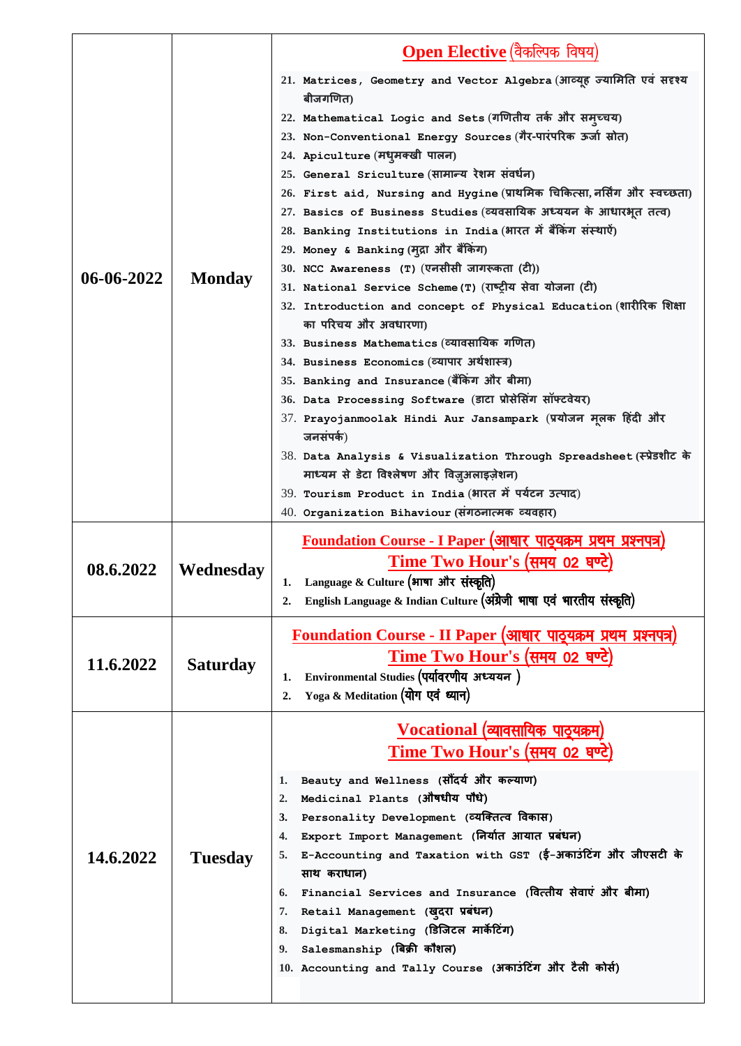| | | |
|---|---|---|
| 06-06-2022 | Monday | **Open Elective (वैकल्पिक विषय)**<br>21. Matrices, Geometry and Vector Algebra (आव्यूह ज्यामिति एवं सदृश्य बीजगणित)<br>22. Mathematical Logic and Sets (गणितीय तर्क और समुच्चय)<br>23. Non-Conventional Energy Sources (गैर-पारंपरिक ऊर्जा स्रोत)<br>24. Apiculture (मधुमक्खी पालन)<br>25. General Sriculture (सामान्य रेशम संवर्धन)<br>26. First aid, Nursing and Hygine (प्राथमिक चिकित्सा, नर्सिंग और स्वच्छता)<br>27. Basics of Business Studies (व्यवसायिक अध्ययन के आधारभूत तत्व)<br>28. Banking Institutions in India (भारत में बैंकिंग संस्थाऐं)<br>29. Money & Banking (मुद्रा और बैंकिंग)<br>30. NCC Awareness (T) (एनसीसी जागरूकता (टी))<br>31. National Service Scheme (T) (राष्ट्रीय सेवा योजना (टी)<br>32. Introduction and concept of Physical Education (शारीरिक शिक्षा का परिचय और अवधारणा)<br>33. Business Mathematics (व्यावसायिक गणित)<br>34. Business Economics (व्यापार अर्थशास्त्र)<br>35. Banking and Insurance (बैंकिंग और बीमा)<br>36. Data Processing Software (डाटा प्रोसेसिंग सॉफ्टवेयर)<br>37. Prayojanmoolak Hindi Aur Jansampark (प्रयोजन मूलक हिंदी और जनसंपर्क)<br>38. Data Analysis & Visualization Through Spreadsheet (स्प्रेडशीट के माध्यम से डेटा विश्लेषण और विज़ुअलाइज़ेशन)<br>39. Tourism Product in India (भारत में पर्यटन उत्पाद)<br>40. Organization Bihaviour (संगठनात्मक व्यवहार) |
| 08.6.2022 | Wednesday | **Foundation Course - I Paper (आधार पाठ्यक्रम प्रथम प्रश्नपत्र)**<br>**Time Two Hour's (समय 02 घण्टे)**<br>1. Language & Culture (भाषा और संस्कृति)<br>2. English Language & Indian Culture (अंग्रेजी भाषा एवं भारतीय संस्कृति) |
| 11.6.2022 | Saturday | **Foundation Course - II Paper (आधार पाठ्यक्रम प्रथम प्रश्नपत्र)**<br>**Time Two Hour's (समय 02 घण्टे)**<br>1. Environmental Studies (पर्यावरणीय अध्ययन )<br>2. Yoga & Meditation (योग एवं ध्यान) |
| 14.6.2022 | Tuesday | **Vocational (व्यावसायिक पाठ्यक्रम)**<br>**Time Two Hour's (समय 02 घण्टे)**<br>1. Beauty and Wellness (सौंदर्य और कल्याण)<br>2. Medicinal Plants (औषधीय पौधे)<br>3. Personality Development (व्यक्तित्व विकास)<br>4. Export Import Management (निर्यात आयात प्रबंधन)<br>5. E-Accounting and Taxation with GST (ई-अकाउंटिंग और जीएसटी के साथ कराधान)<br>6. Financial Services and Insurance (वित्तीय सेवाएं और बीमा)<br>7. Retail Management (खुदरा प्रबंधन)<br>8. Digital Marketing (डिजिटल मार्केटिंग)<br>9. Salesmanship (बिक्री कौशल)<br>10. Accounting and Tally Course (अकाउंटिंग और टैली कोर्स) |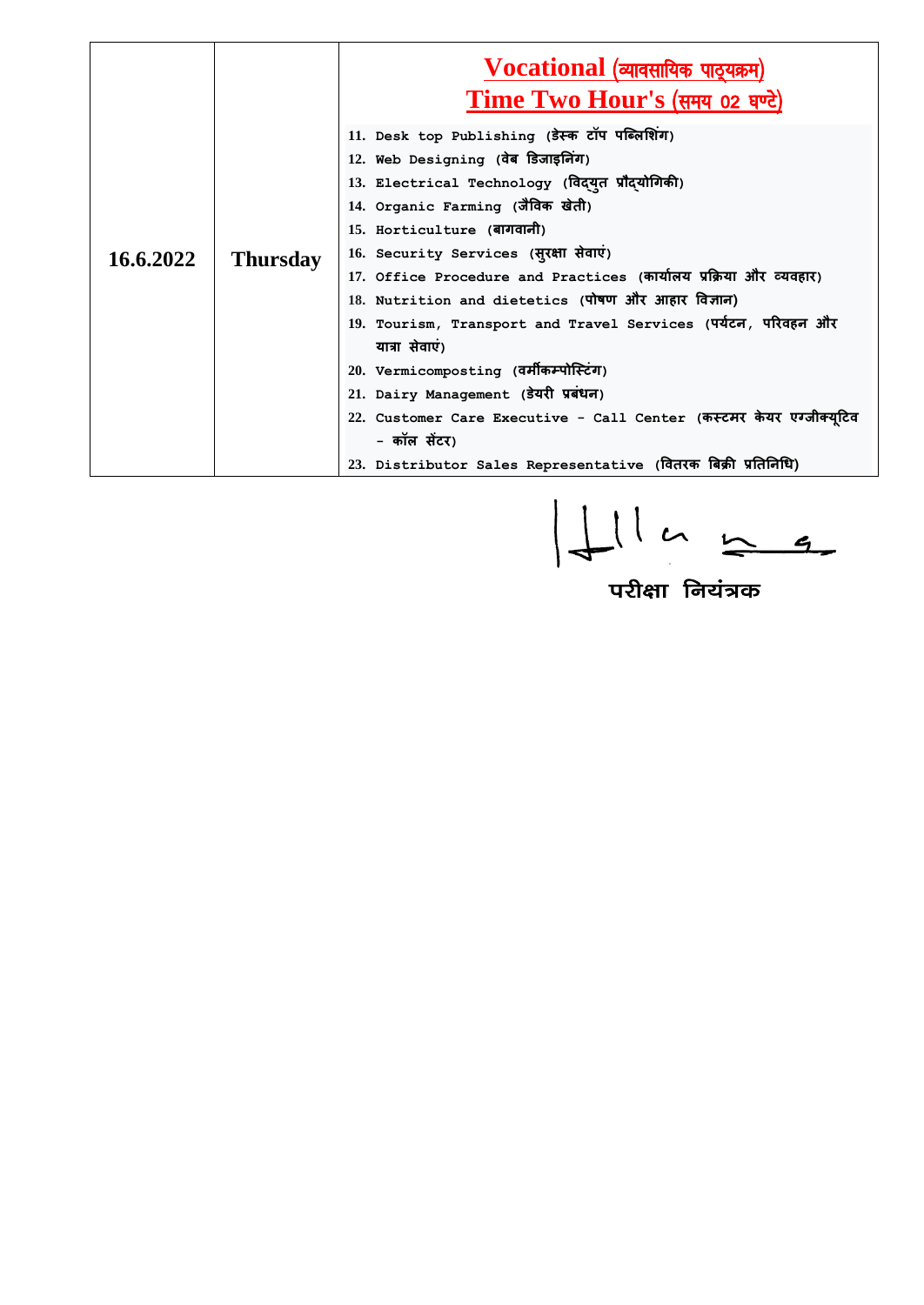| 16.6.2022 | Thursday | **Vocational (व्यावसायिक पाठ्यक्रम)**<br>**Time Two Hour's (समय 02 घण्टे)**<br>11. Desk top Publishing (डेस्क टॉप पब्लिशिंग)<br>12. Web Designing (वेब डिजाइनिंग)<br>13. Electrical Technology (विद्युत प्रौद्योगिकी)<br>14. Organic Farming (जैविक खेती)<br>15. Horticulture (बागवानी)<br>16. Security Services (सुरक्षा सेवाएं)<br>17. Office Procedure and Practices (कार्यालय प्रक्रिया और व्यवहार)<br>18. Nutrition and dietetics (पोषण और आहार विज्ञान)<br>19. Tourism, Transport and Travel Services (पर्यटन, परिवहन और यात्रा सेवाएं)<br>20. Vermicomposting (वर्मीकम्पोस्टिंग)<br>21. Dairy Management (डेयरी प्रबंधन)<br>22. Customer Care Executive - Call Center (कस्टमर केयर एग्जीक्यूटिव - कॉल सेंटर)<br>23. Distributor Sales Representative (वितरक बिक्री प्रतिनिधि) |
|---|---|---|

परीक्षा नियंत्रक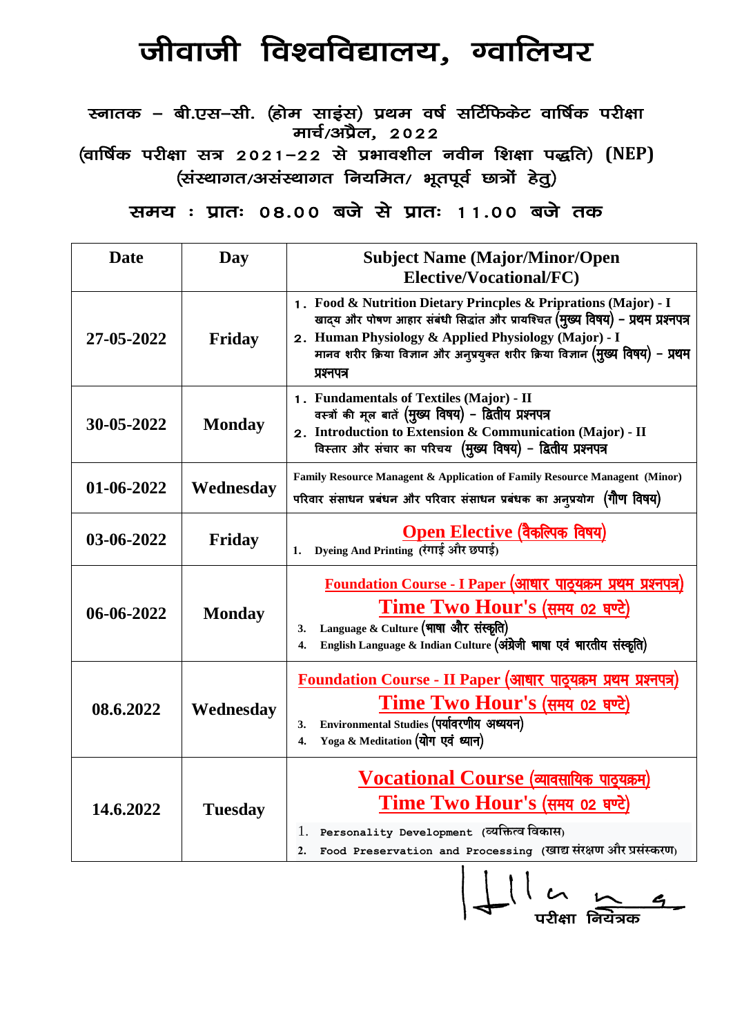# जीवाजी विश्वविद्यालय, ग्वालियर

**स्नातक – बी.एस–सी. (होम साइंस) प्रथम वर्ष सर्टिफिकेट वार्षिक परीक्षा मार्च/अप्रैल, 2022**

**(वार्षिक परीक्षा सत्र 2021–22 से प्रभावशील नवीन शिक्षा पद्धति) (NEP)**

**(संस्थागत/असंस्थागत नियमित/ भूतपूर्व छात्रों हेतु)**

**समय : प्रातः 08.00 बजे से प्रातः 11.00 बजे तक**

| Date | Day | Subject Name (Major/Minor/Open Elective/Vocational/FC) |
|---|---|---|
| 27-05-2022 | Friday | 1. Food & Nutrition Dietary Princples & Préprations (Major) - I<br>खाद्य और पोषण आहार संबंधी सिद्धांत और प्रायश्चित (मुख्य विषय) – प्रथम प्रश्नपत्र<br>2. Human Physiology & Applied Physiology (Major) - I<br>मानव शरीर क्रिया विज्ञान और अनुप्रयुक्त शरीर क्रिया विज्ञान (मुख्य विषय) – प्रथम प्रश्नपत्र |
| 30-05-2022 | Monday | 1. Fundamentals of Textiles (Major) - II<br>वस्त्रों की मूल बातें (मुख्य विषय) – द्वितीय प्रश्नपत्र<br>2. Introduction to Extension & Communication (Major) - II<br>विस्तार और संचार का परिचय (मुख्य विषय) – द्वितीय प्रश्नपत्र |
| 01-06-2022 | Wednesday | Family Resource Managent & Application of Family Resource Managent (Minor)<br>परिवार संसाधन प्रबंधन और परिवार संसाधन प्रबंधक का अनुप्रयोग (गौण विषय) |
| 03-06-2022 | Friday | Open Elective (वैकल्पिक विषय)<br>1. Dyeing And Printing (रंगाई और छपाई) |
| 06-06-2022 | Monday | Foundation Course - I Paper (आधार पाठ्यक्रम प्रथम प्रश्नपत्र)<br>Time Two Hour's (समय 02 घण्टे)<br>3. Language & Culture (भाषा और संस्कृति)<br>4. English Language & Indian Culture (अंग्रेजी भाषा एवं भारतीय संस्कृति) |
| 08.6.2022 | Wednesday | Foundation Course - II Paper (आधार पाठ्यक्रम प्रथम प्रश्नपत्र)<br>Time Two Hour's (समय 02 घण्टे)<br>3. Environmental Studies (पर्यावरणीय अध्ययन)<br>4. Yoga & Meditation (योग एवं ध्यान) |
| 14.6.2022 | Tuesday | Vocational Course (व्यावसायिक पाठ्यक्रम)<br>Time Two Hour's (समय 02 घण्टे)<br>1. Personality Development (व्यक्तित्व विकास)<br>2. Food Preservation and Processing (खाद्य संरक्षण और प्रसंस्करण) |

परीक्षा नियंत्रक